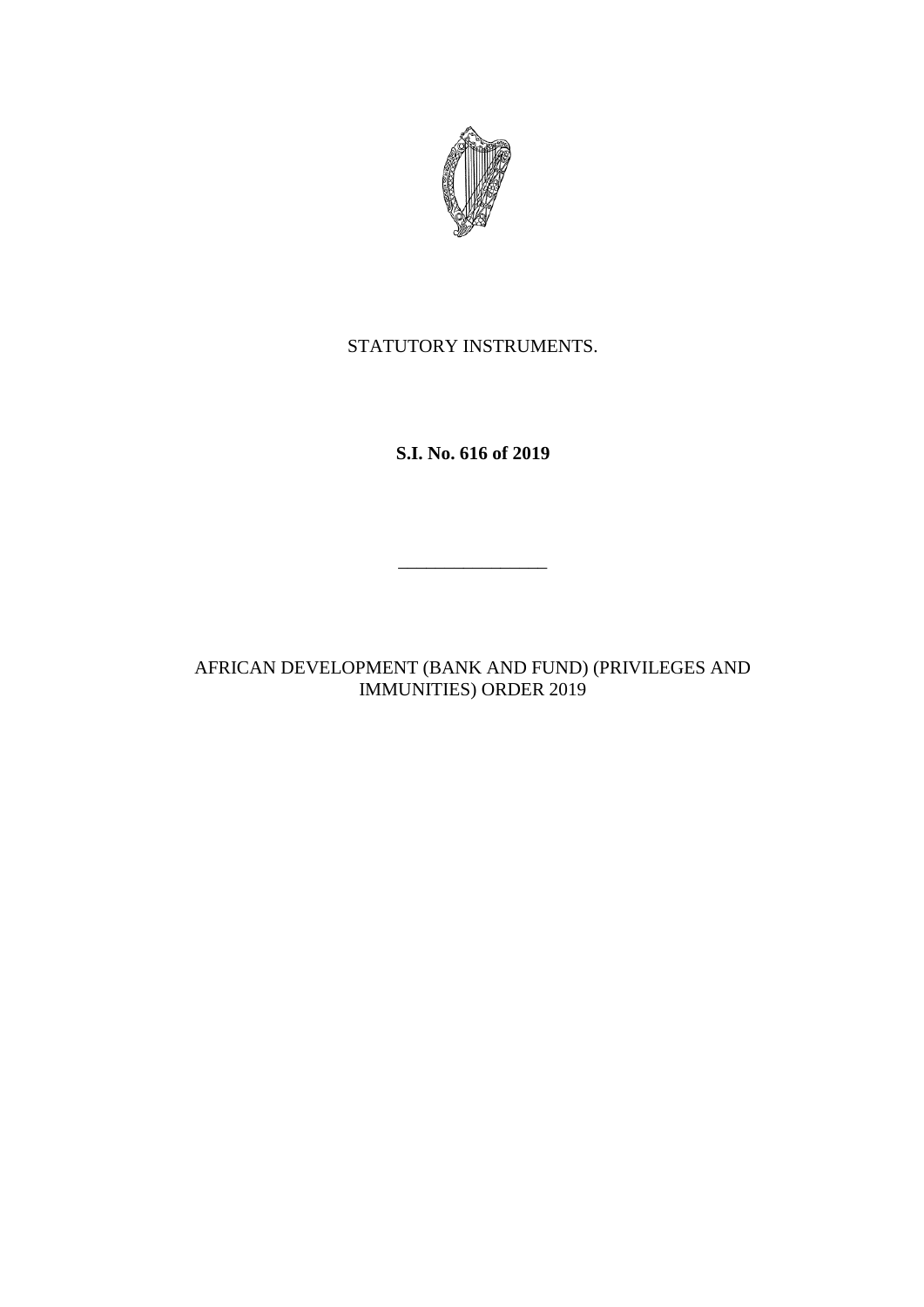STATUTORY INSTRUMENTS.

**S.I. No. 616 of 2019**

---

AFRICAN DEVELOPMENT (BANK AND FUND) (PRIVILEGES AND IMMUNITIES) ORDER 2019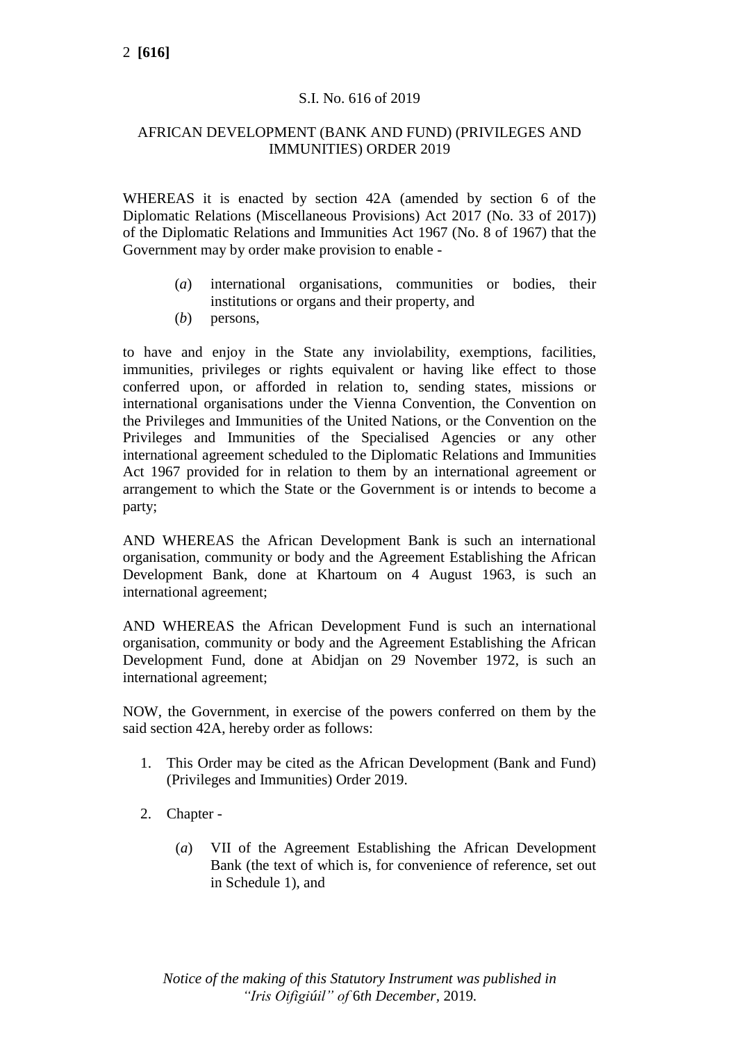S.I. No. 616 of 2019

AFRICAN DEVELOPMENT (BANK AND FUND) (PRIVILEGES AND IMMUNITIES) ORDER 2019

WHEREAS it is enacted by section 42A (amended by section 6 of the Diplomatic Relations (Miscellaneous Provisions) Act 2017 (No. 33 of 2017)) of the Diplomatic Relations and Immunities Act 1967 (No. 8 of 1967) that the Government may by order make provision to enable -

(*a*) international organisations, communities or bodies, their institutions or organs and their property, and

(*b*) persons,

to have and enjoy in the State any inviolability, exemptions, facilities, immunities, privileges or rights equivalent or having like effect to those conferred upon, or afforded in relation to, sending states, missions or international organisations under the Vienna Convention, the Convention on the Privileges and Immunities of the United Nations, or the Convention on the Privileges and Immunities of the Specialised Agencies or any other international agreement scheduled to the Diplomatic Relations and Immunities Act 1967 provided for in relation to them by an international agreement or arrangement to which the State or the Government is or intends to become a party;

AND WHEREAS the African Development Bank is such an international organisation, community or body and the Agreement Establishing the African Development Bank, done at Khartoum on 4 August 1963, is such an international agreement;

AND WHEREAS the African Development Fund is such an international organisation, community or body and the Agreement Establishing the African Development Fund, done at Abidjan on 29 November 1972, is such an international agreement;

NOW, the Government, in exercise of the powers conferred on them by the said section 42A, hereby order as follows:

1. This Order may be cited as the African Development (Bank and Fund) (Privileges and Immunities) Order 2019.

2. Chapter -

   (*a*) VII of the Agreement Establishing the African Development Bank (the text of which is, for convenience of reference, set out in Schedule 1), and

*Notice of the making of this Statutory Instrument was published in "Iris Oifigiúil" of 6th December, 2019.*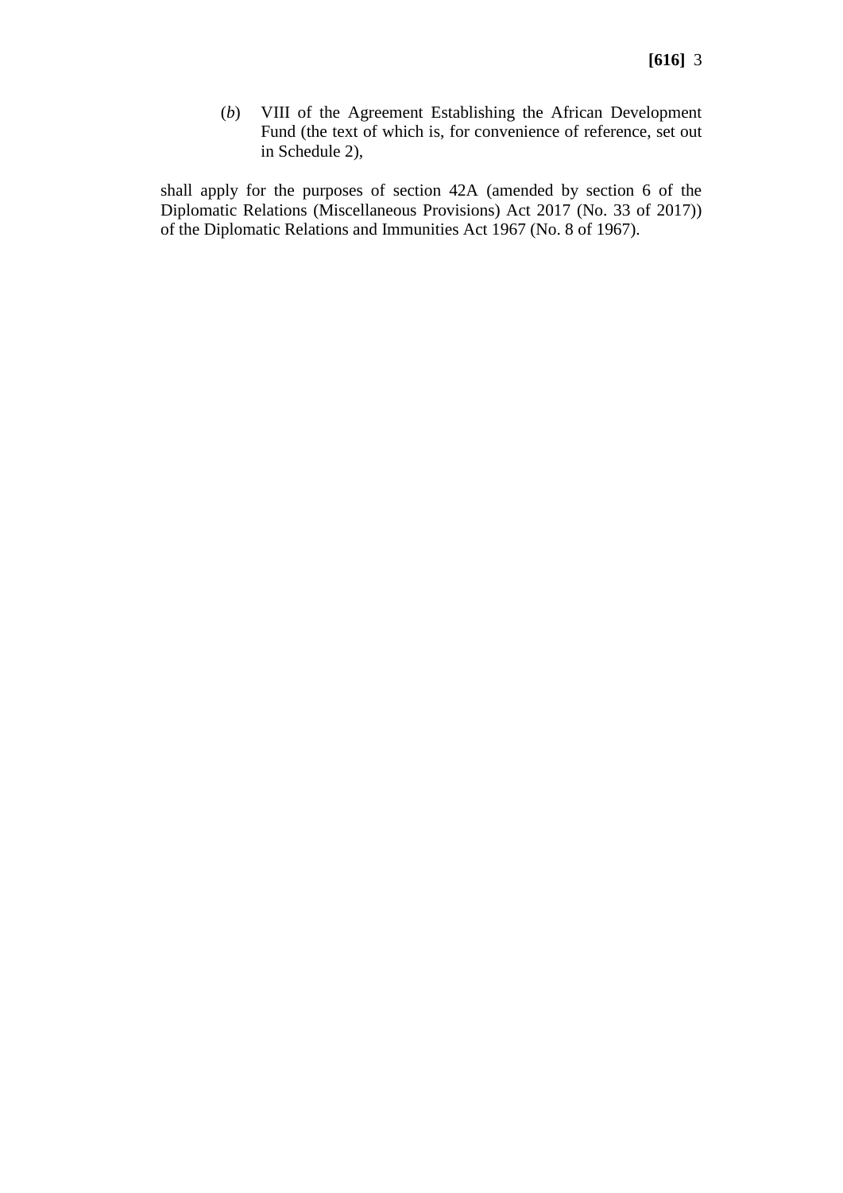(*b*) VIII of the Agreement Establishing the African Development Fund (the text of which is, for convenience of reference, set out in Schedule 2),

shall apply for the purposes of section 42A (amended by section 6 of the Diplomatic Relations (Miscellaneous Provisions) Act 2017 (No. 33 of 2017)) of the Diplomatic Relations and Immunities Act 1967 (No. 8 of 1967).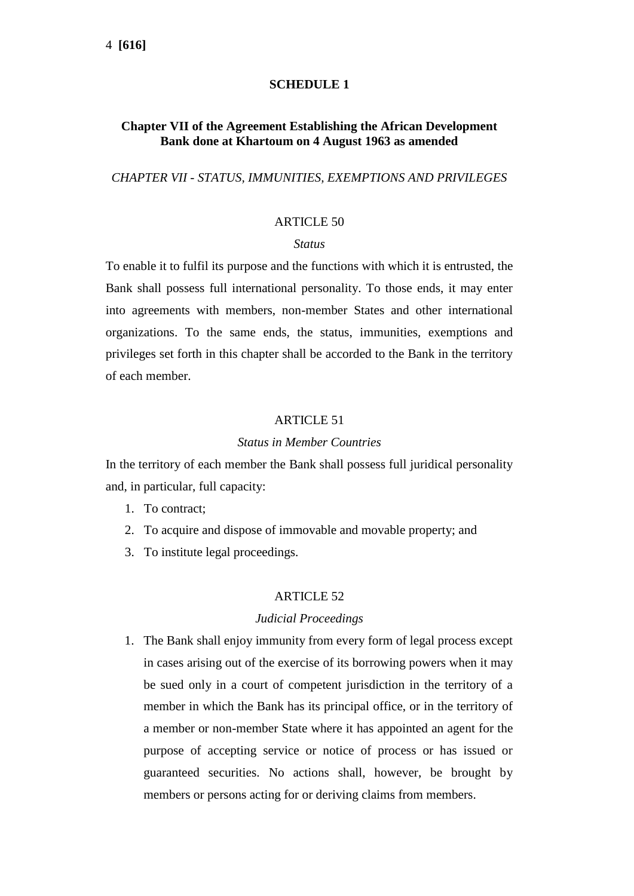## SCHEDULE 1

### Chapter VII of the Agreement Establishing the African Development Bank done at Khartoum on 4 August 1963 as amended

*CHAPTER VII - STATUS, IMMUNITIES, EXEMPTIONS AND PRIVILEGES*

ARTICLE 50

*Status*

To enable it to fulfil its purpose and the functions with which it is entrusted, the Bank shall possess full international personality. To those ends, it may enter into agreements with members, non-member States and other international organizations. To the same ends, the status, immunities, exemptions and privileges set forth in this chapter shall be accorded to the Bank in the territory of each member.

ARTICLE 51

*Status in Member Countries*

In the territory of each member the Bank shall possess full juridical personality and, in particular, full capacity:

1. To contract;
2. To acquire and dispose of immovable and movable property; and
3. To institute legal proceedings.

ARTICLE 52

*Judicial Proceedings*

1. The Bank shall enjoy immunity from every form of legal process except in cases arising out of the exercise of its borrowing powers when it may be sued only in a court of competent jurisdiction in the territory of a member in which the Bank has its principal office, or in the territory of a member or non-member State where it has appointed an agent for the purpose of accepting service or notice of process or has issued or guaranteed securities. No actions shall, however, be brought by members or persons acting for or deriving claims from members.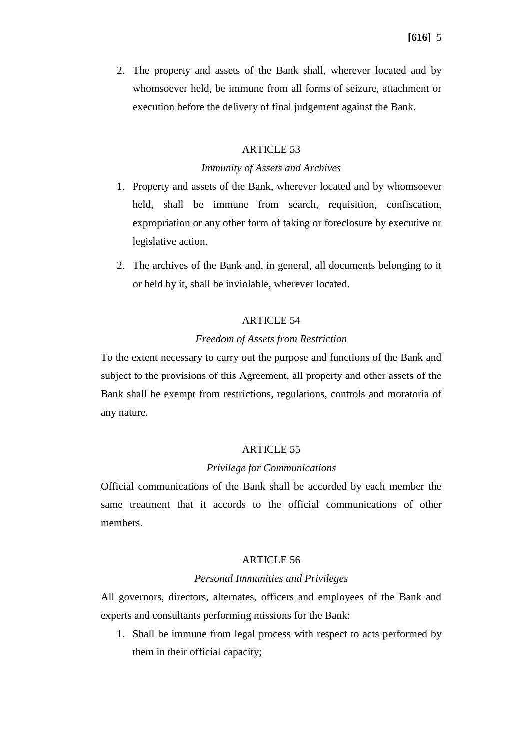2. The property and assets of the Bank shall, wherever located and by whomsoever held, be immune from all forms of seizure, attachment or execution before the delivery of final judgement against the Bank.

## ARTICLE 53

*Immunity of Assets and Archives*

1. Property and assets of the Bank, wherever located and by whomsoever held, shall be immune from search, requisition, confiscation, expropriation or any other form of taking or foreclosure by executive or legislative action.
2. The archives of the Bank and, in general, all documents belonging to it or held by it, shall be inviolable, wherever located.

## ARTICLE 54

*Freedom of Assets from Restriction*

To the extent necessary to carry out the purpose and functions of the Bank and subject to the provisions of this Agreement, all property and other assets of the Bank shall be exempt from restrictions, regulations, controls and moratoria of any nature.

## ARTICLE 55

*Privilege for Communications*

Official communications of the Bank shall be accorded by each member the same treatment that it accords to the official communications of other members.

## ARTICLE 56

*Personal Immunities and Privileges*

All governors, directors, alternates, officers and employees of the Bank and experts and consultants performing missions for the Bank:

1. Shall be immune from legal process with respect to acts performed by them in their official capacity;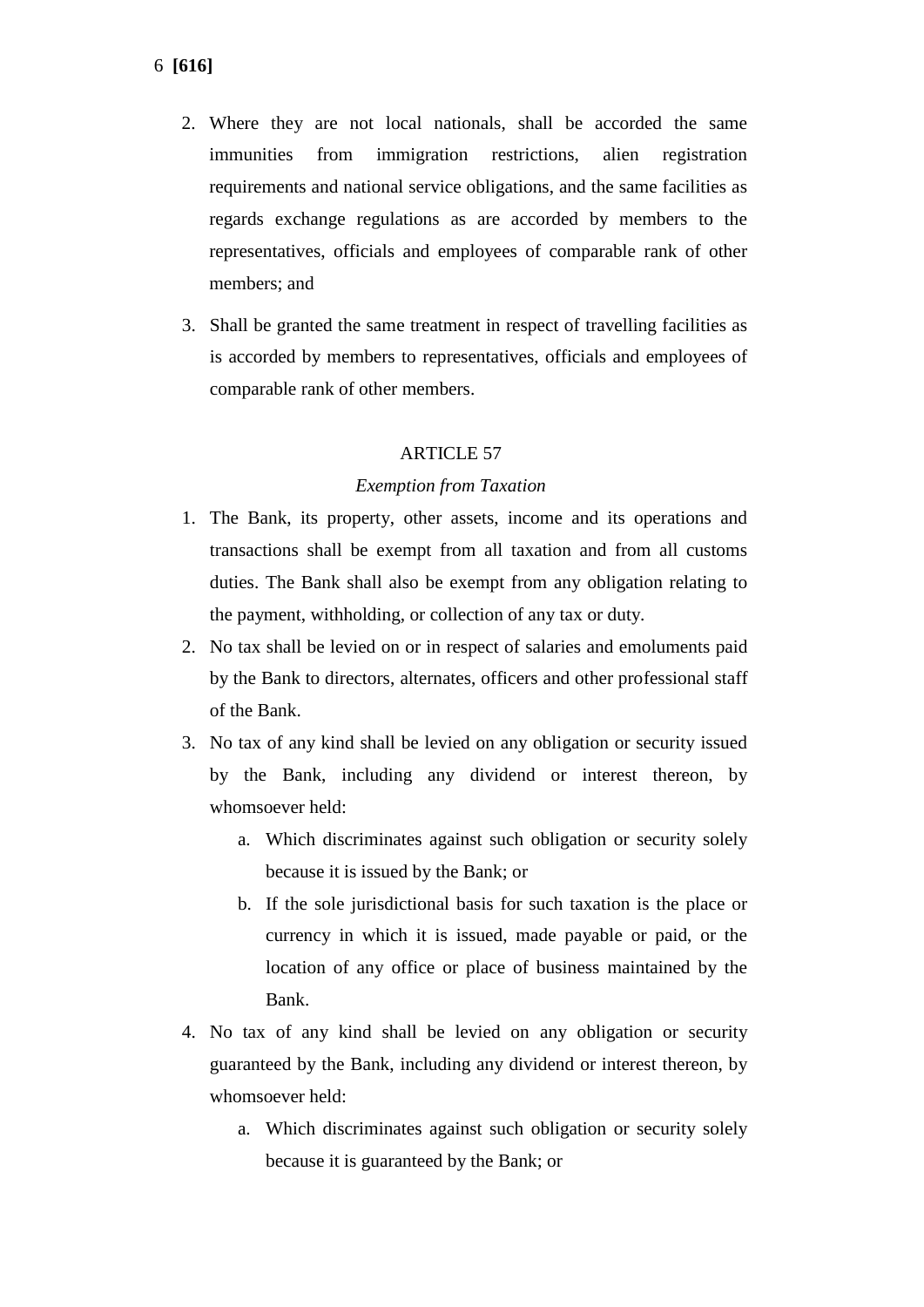2. Where they are not local nationals, shall be accorded the same immunities from immigration restrictions, alien registration requirements and national service obligations, and the same facilities as regards exchange regulations as are accorded by members to the representatives, officials and employees of comparable rank of other members; and

3. Shall be granted the same treatment in respect of travelling facilities as is accorded by members to representatives, officials and employees of comparable rank of other members.

ARTICLE 57

*Exemption from Taxation*

1. The Bank, its property, other assets, income and its operations and transactions shall be exempt from all taxation and from all customs duties. The Bank shall also be exempt from any obligation relating to the payment, withholding, or collection of any tax or duty.
2. No tax shall be levied on or in respect of salaries and emoluments paid by the Bank to directors, alternates, officers and other professional staff of the Bank.
3. No tax of any kind shall be levied on any obligation or security issued by the Bank, including any dividend or interest thereon, by whomsoever held:
   a. Which discriminates against such obligation or security solely because it is issued by the Bank; or
   b. If the sole jurisdictional basis for such taxation is the place or currency in which it is issued, made payable or paid, or the location of any office or place of business maintained by the Bank.
4. No tax of any kind shall be levied on any obligation or security guaranteed by the Bank, including any dividend or interest thereon, by whomsoever held:
   a. Which discriminates against such obligation or security solely because it is guaranteed by the Bank; or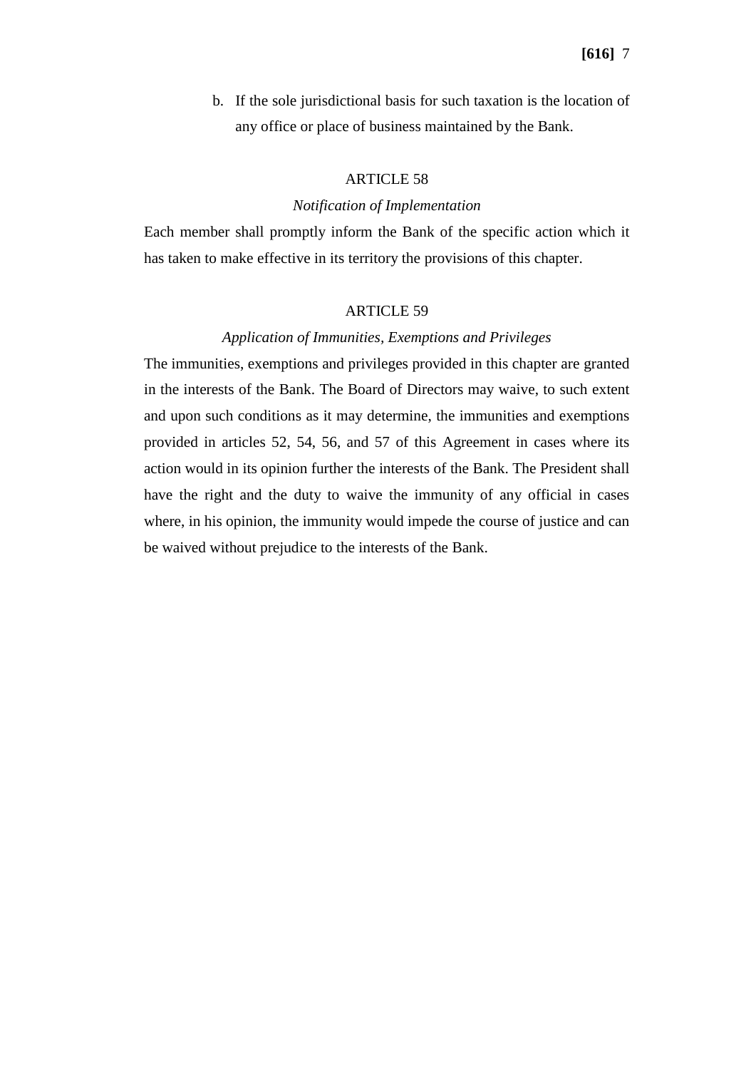b. If the sole jurisdictional basis for such taxation is the location of any office or place of business maintained by the Bank.

ARTICLE 58

*Notification of Implementation*

Each member shall promptly inform the Bank of the specific action which it has taken to make effective in its territory the provisions of this chapter.

ARTICLE 59

*Application of Immunities, Exemptions and Privileges*

The immunities, exemptions and privileges provided in this chapter are granted in the interests of the Bank. The Board of Directors may waive, to such extent and upon such conditions as it may determine, the immunities and exemptions provided in articles 52, 54, 56, and 57 of this Agreement in cases where its action would in its opinion further the interests of the Bank. The President shall have the right and the duty to waive the immunity of any official in cases where, in his opinion, the immunity would impede the course of justice and can be waived without prejudice to the interests of the Bank.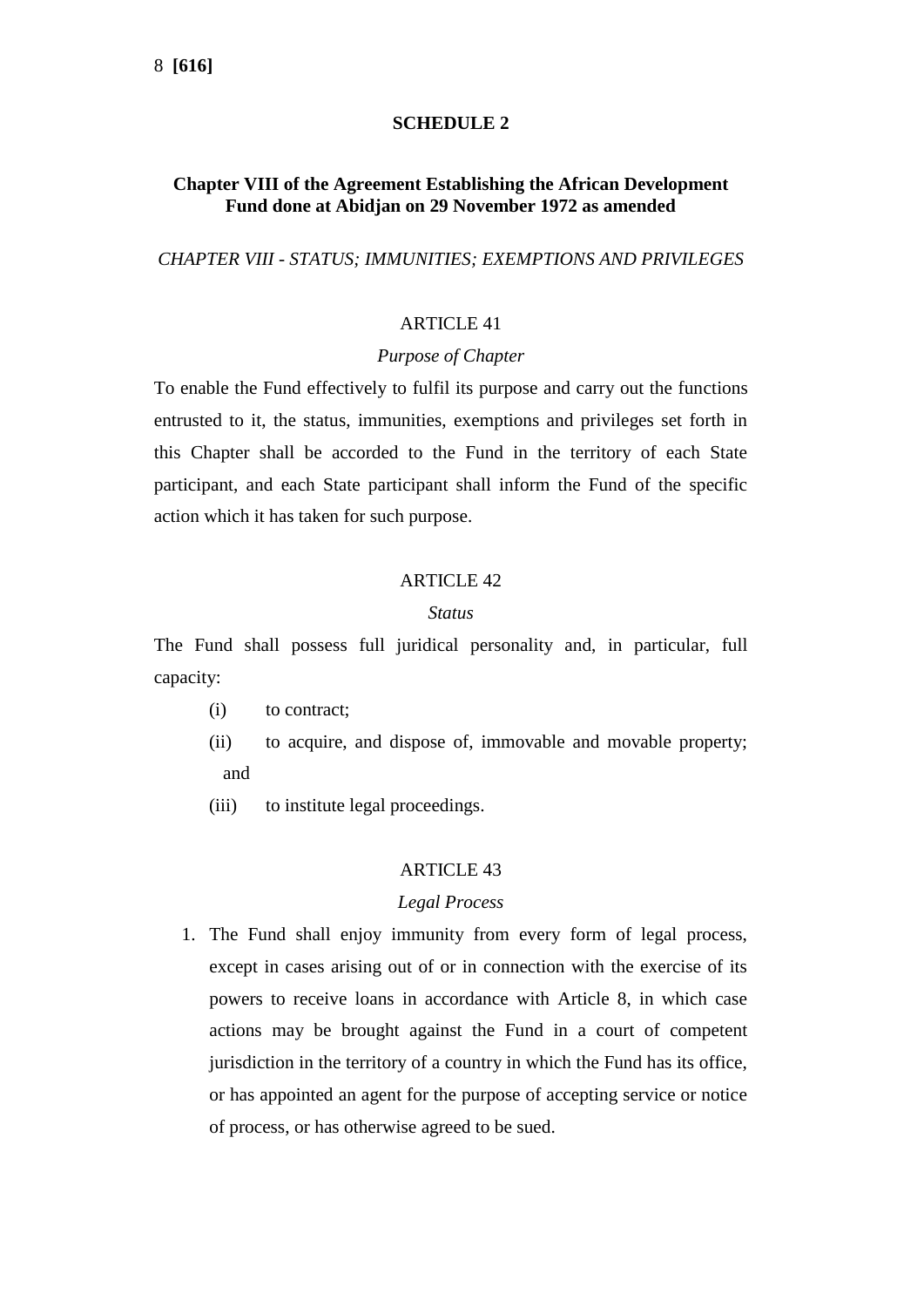## SCHEDULE 2

### Chapter VIII of the Agreement Establishing the African Development Fund done at Abidjan on 29 November 1972 as amended

*CHAPTER VIII - STATUS; IMMUNITIES; EXEMPTIONS AND PRIVILEGES*

ARTICLE 41

*Purpose of Chapter*

To enable the Fund effectively to fulfil its purpose and carry out the functions entrusted to it, the status, immunities, exemptions and privileges set forth in this Chapter shall be accorded to the Fund in the territory of each State participant, and each State participant shall inform the Fund of the specific action which it has taken for such purpose.

ARTICLE 42

*Status*

The Fund shall possess full juridical personality and, in particular, full capacity:

(i) to contract;

(ii) to acquire, and dispose of, immovable and movable property; and

(iii) to institute legal proceedings.

ARTICLE 43

*Legal Process*

1. The Fund shall enjoy immunity from every form of legal process, except in cases arising out of or in connection with the exercise of its powers to receive loans in accordance with Article 8, in which case actions may be brought against the Fund in a court of competent jurisdiction in the territory of a country in which the Fund has its office, or has appointed an agent for the purpose of accepting service or notice of process, or has otherwise agreed to be sued.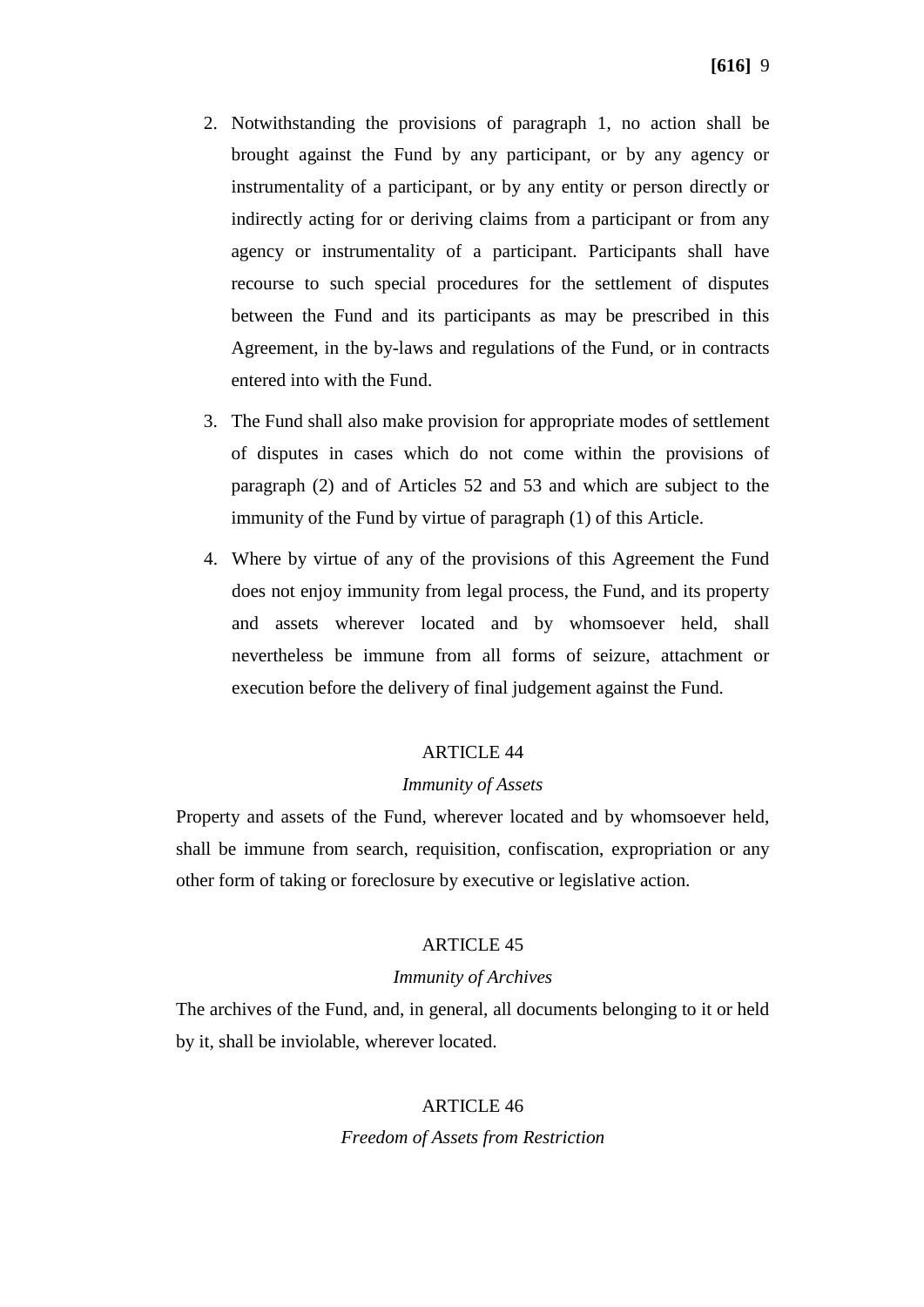2. Notwithstanding the provisions of paragraph 1, no action shall be brought against the Fund by any participant, or by any agency or instrumentality of a participant, or by any entity or person directly or indirectly acting for or deriving claims from a participant or from any agency or instrumentality of a participant. Participants shall have recourse to such special procedures for the settlement of disputes between the Fund and its participants as may be prescribed in this Agreement, in the by-laws and regulations of the Fund, or in contracts entered into with the Fund.

3. The Fund shall also make provision for appropriate modes of settlement of disputes in cases which do not come within the provisions of paragraph (2) and of Articles 52 and 53 and which are subject to the immunity of the Fund by virtue of paragraph (1) of this Article.

4. Where by virtue of any of the provisions of this Agreement the Fund does not enjoy immunity from legal process, the Fund, and its property and assets wherever located and by whomsoever held, shall nevertheless be immune from all forms of seizure, attachment or execution before the delivery of final judgement against the Fund.

## ARTICLE 44

*Immunity of Assets*

Property and assets of the Fund, wherever located and by whomsoever held, shall be immune from search, requisition, confiscation, expropriation or any other form of taking or foreclosure by executive or legislative action.

## ARTICLE 45

*Immunity of Archives*

The archives of the Fund, and, in general, all documents belonging to it or held by it, shall be inviolable, wherever located.

## ARTICLE 46

*Freedom of Assets from Restriction*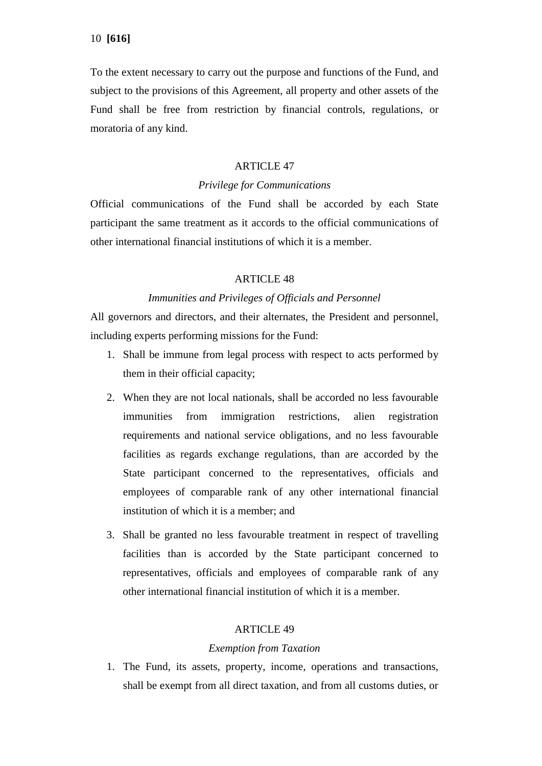To the extent necessary to carry out the purpose and functions of the Fund, and subject to the provisions of this Agreement, all property and other assets of the Fund shall be free from restriction by financial controls, regulations, or moratoria of any kind.

## ARTICLE 47

*Privilege for Communications*

Official communications of the Fund shall be accorded by each State participant the same treatment as it accords to the official communications of other international financial institutions of which it is a member.

## ARTICLE 48

*Immunities and Privileges of Officials and Personnel*

All governors and directors, and their alternates, the President and personnel, including experts performing missions for the Fund:

1. Shall be immune from legal process with respect to acts performed by them in their official capacity;
2. When they are not local nationals, shall be accorded no less favourable immunities from immigration restrictions, alien registration requirements and national service obligations, and no less favourable facilities as regards exchange regulations, than are accorded by the State participant concerned to the representatives, officials and employees of comparable rank of any other international financial institution of which it is a member; and
3. Shall be granted no less favourable treatment in respect of travelling facilities than is accorded by the State participant concerned to representatives, officials and employees of comparable rank of any other international financial institution of which it is a member.

## ARTICLE 49

*Exemption from Taxation*

1. The Fund, its assets, property, income, operations and transactions, shall be exempt from all direct taxation, and from all customs duties, or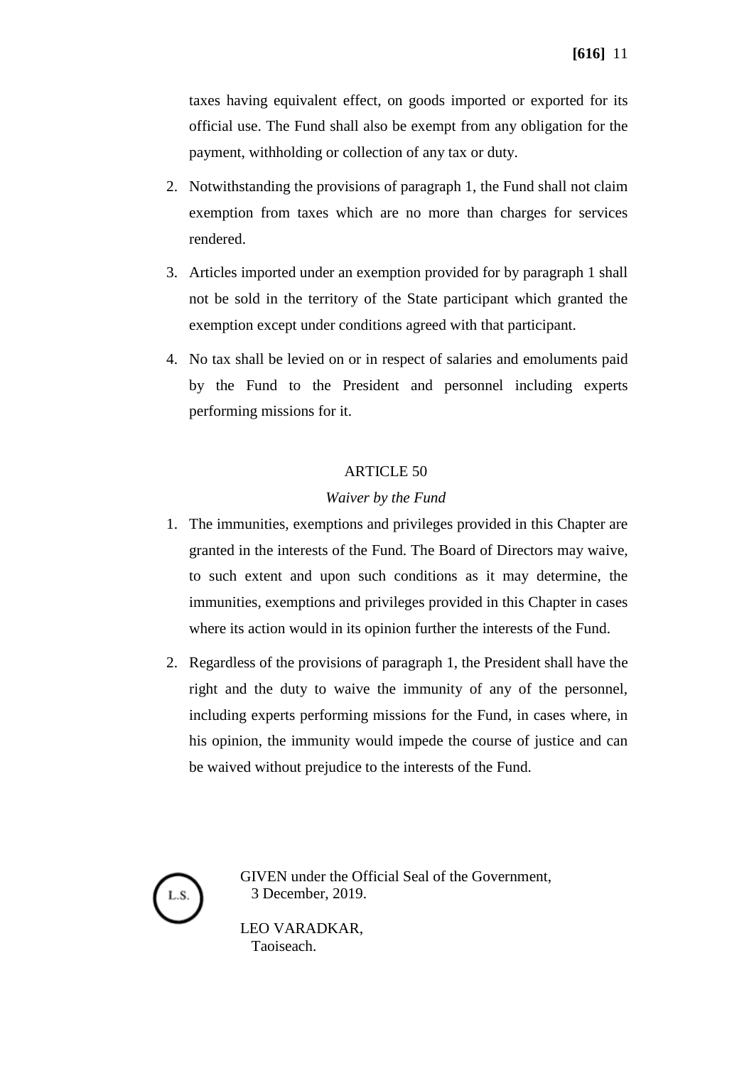taxes having equivalent effect, on goods imported or exported for its official use. The Fund shall also be exempt from any obligation for the payment, withholding or collection of any tax or duty.

2. Notwithstanding the provisions of paragraph 1, the Fund shall not claim exemption from taxes which are no more than charges for services rendered.

3. Articles imported under an exemption provided for by paragraph 1 shall not be sold in the territory of the State participant which granted the exemption except under conditions agreed with that participant.

4. No tax shall be levied on or in respect of salaries and emoluments paid by the Fund to the President and personnel including experts performing missions for it.

ARTICLE 50

*Waiver by the Fund*

1. The immunities, exemptions and privileges provided in this Chapter are granted in the interests of the Fund. The Board of Directors may waive, to such extent and upon such conditions as it may determine, the immunities, exemptions and privileges provided in this Chapter in cases where its action would in its opinion further the interests of the Fund.

2. Regardless of the provisions of paragraph 1, the President shall have the right and the duty to waive the immunity of any of the personnel, including experts performing missions for the Fund, in cases where, in his opinion, the immunity would impede the course of justice and can be waived without prejudice to the interests of the Fund.

L.S.

GIVEN under the Official Seal of the Government,
3 December, 2019.

LEO VARADKAR,
Taoiseach.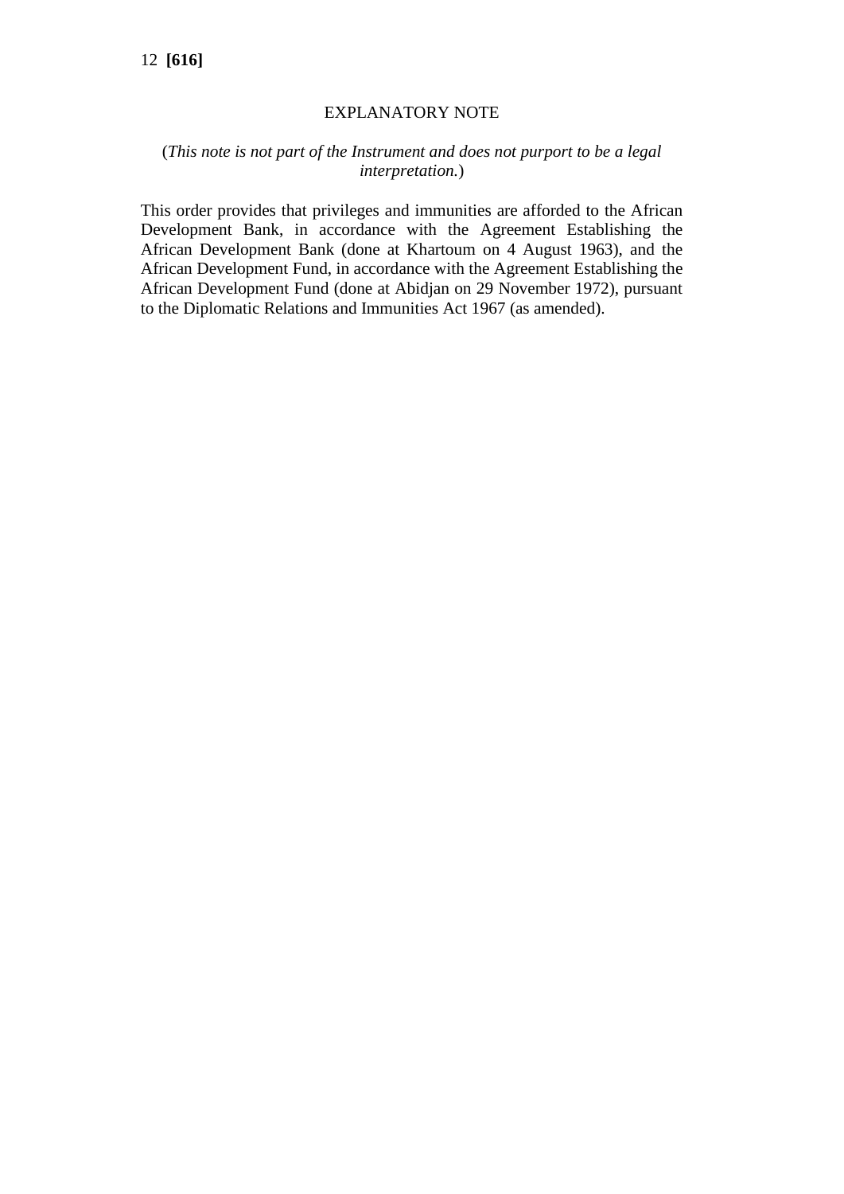## EXPLANATORY NOTE

(*This note is not part of the Instrument and does not purport to be a legal interpretation.*)

This order provides that privileges and immunities are afforded to the African Development Bank, in accordance with the Agreement Establishing the African Development Bank (done at Khartoum on 4 August 1963), and the African Development Fund, in accordance with the Agreement Establishing the African Development Fund (done at Abidjan on 29 November 1972), pursuant to the Diplomatic Relations and Immunities Act 1967 (as amended).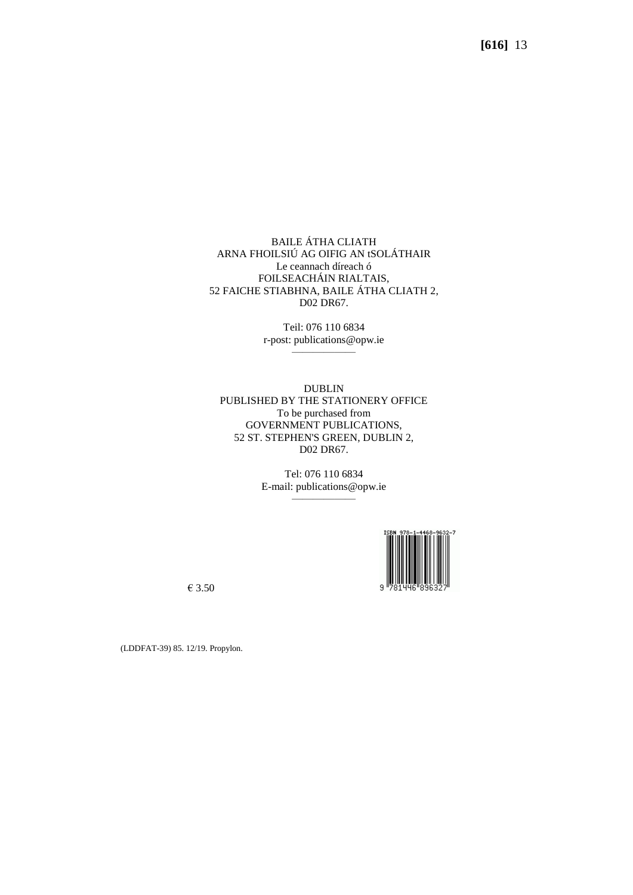BAILE ÁTHA CLIATH
ARNA FHOILSIÚ AG OIFIG AN tSOLÁTHAIR
Le ceannach díreach ó
FOILSEACHÁIN RIALTAIS,
52 FAICHE STIABHNA, BAILE ÁTHA CLIATH 2,
D02 DR67.

Teil: 076 110 6834
r-post: publications@opw.ie

---

DUBLIN
PUBLISHED BY THE STATIONERY OFFICE
To be purchased from
GOVERNMENT PUBLICATIONS,
52 ST. STEPHEN'S GREEN, DUBLIN 2,
D02 DR67.

Tel: 076 110 6834
E-mail: publications@opw.ie

---

ISBN 978-1-4468-9632-7

9 781446 896327

€ 3.50

(LDDFAT-39) 85. 12/19. Propylon.